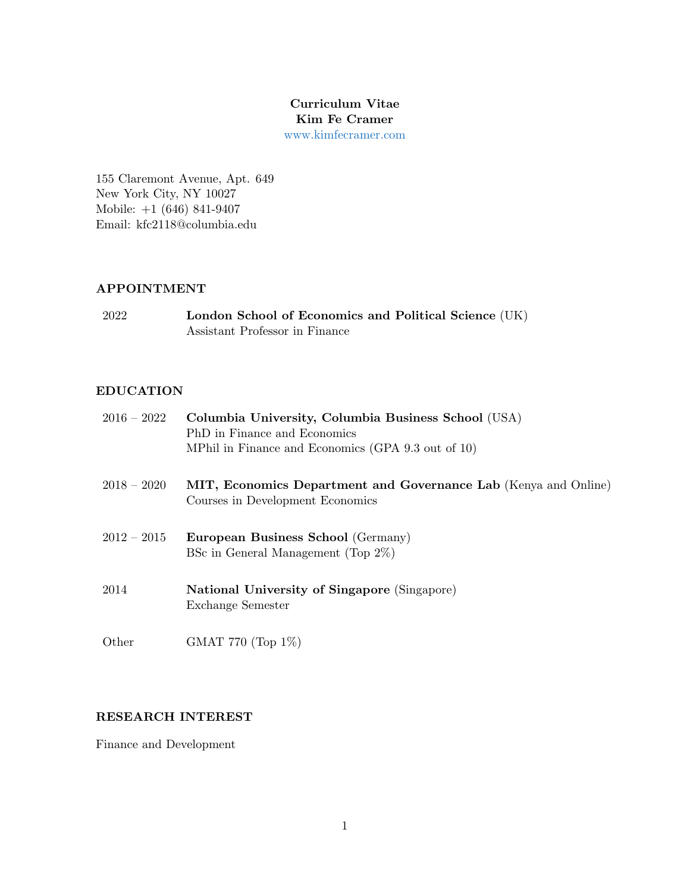# Curriculum Vitae
**Kim Fe Cramer**
www.kimfecramer.com

155 Claremont Avenue, Apt. 649
New York City, NY 10027
Mobile: +1 (646) 841-9407
Email: kfc2118@columbia.edu

## APPOINTMENT

2022 — **London School of Economics and Political Science** (UK)
Assistant Professor in Finance

## EDUCATION

2016 – 2022 — **Columbia University, Columbia Business School** (USA)
PhD in Finance and Economics
MPhil in Finance and Economics (GPA 9.3 out of 10)

2018 – 2020 — **MIT, Economics Department and Governance Lab** (Kenya and Online)
Courses in Development Economics

2012 – 2015 — **European Business School** (Germany)
BSc in General Management (Top 2%)

2014 — **National University of Singapore** (Singapore)
Exchange Semester

Other — GMAT 770 (Top 1%)

## RESEARCH INTEREST

Finance and Development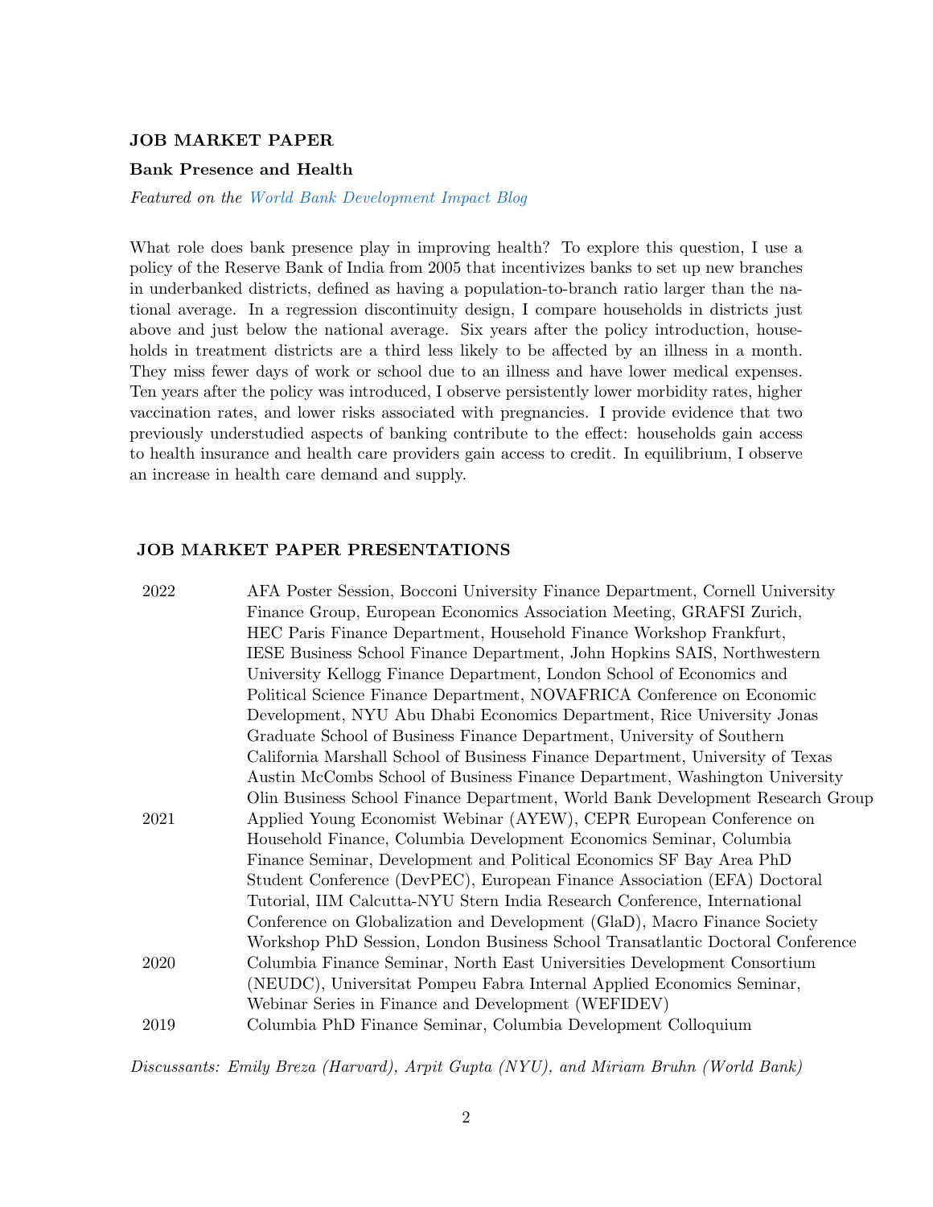## JOB MARKET PAPER

### Bank Presence and Health

*Featured on the World Bank Development Impact Blog*

What role does bank presence play in improving health? To explore this question, I use a policy of the Reserve Bank of India from 2005 that incentivizes banks to set up new branches in underbanked districts, defined as having a population-to-branch ratio larger than the national average. In a regression discontinuity design, I compare households in districts just above and just below the national average. Six years after the policy introduction, households in treatment districts are a third less likely to be affected by an illness in a month. They miss fewer days of work or school due to an illness and have lower medical expenses. Ten years after the policy was introduced, I observe persistently lower morbidity rates, higher vaccination rates, and lower risks associated with pregnancies. I provide evidence that two previously understudied aspects of banking contribute to the effect: households gain access to health insurance and health care providers gain access to credit. In equilibrium, I observe an increase in health care demand and supply.

## JOB MARKET PAPER PRESENTATIONS

| | |
|---|---|
| 2022 | AFA Poster Session, Bocconi University Finance Department, Cornell University Finance Group, European Economics Association Meeting, GRAFSI Zurich, HEC Paris Finance Department, Household Finance Workshop Frankfurt, IESE Business School Finance Department, John Hopkins SAIS, Northwestern University Kellogg Finance Department, London School of Economics and Political Science Finance Department, NOVAFRICA Conference on Economic Development, NYU Abu Dhabi Economics Department, Rice University Jonas Graduate School of Business Finance Department, University of Southern California Marshall School of Business Finance Department, University of Texas Austin McCombs School of Business Finance Department, Washington University Olin Business School Finance Department, World Bank Development Research Group |
| 2021 | Applied Young Economist Webinar (AYEW), CEPR European Conference on Household Finance, Columbia Development Economics Seminar, Columbia Finance Seminar, Development and Political Economics SF Bay Area PhD Student Conference (DevPEC), European Finance Association (EFA) Doctoral Tutorial, IIM Calcutta-NYU Stern India Research Conference, International Conference on Globalization and Development (GlaD), Macro Finance Society Workshop PhD Session, London Business School Transatlantic Doctoral Conference |
| 2020 | Columbia Finance Seminar, North East Universities Development Consortium (NEUDC), Universitat Pompeu Fabra Internal Applied Economics Seminar, Webinar Series in Finance and Development (WEFIDEV) |
| 2019 | Columbia PhD Finance Seminar, Columbia Development Colloquium |

*Discussants: Emily Breza (Harvard), Arpit Gupta (NYU), and Miriam Bruhn (World Bank)*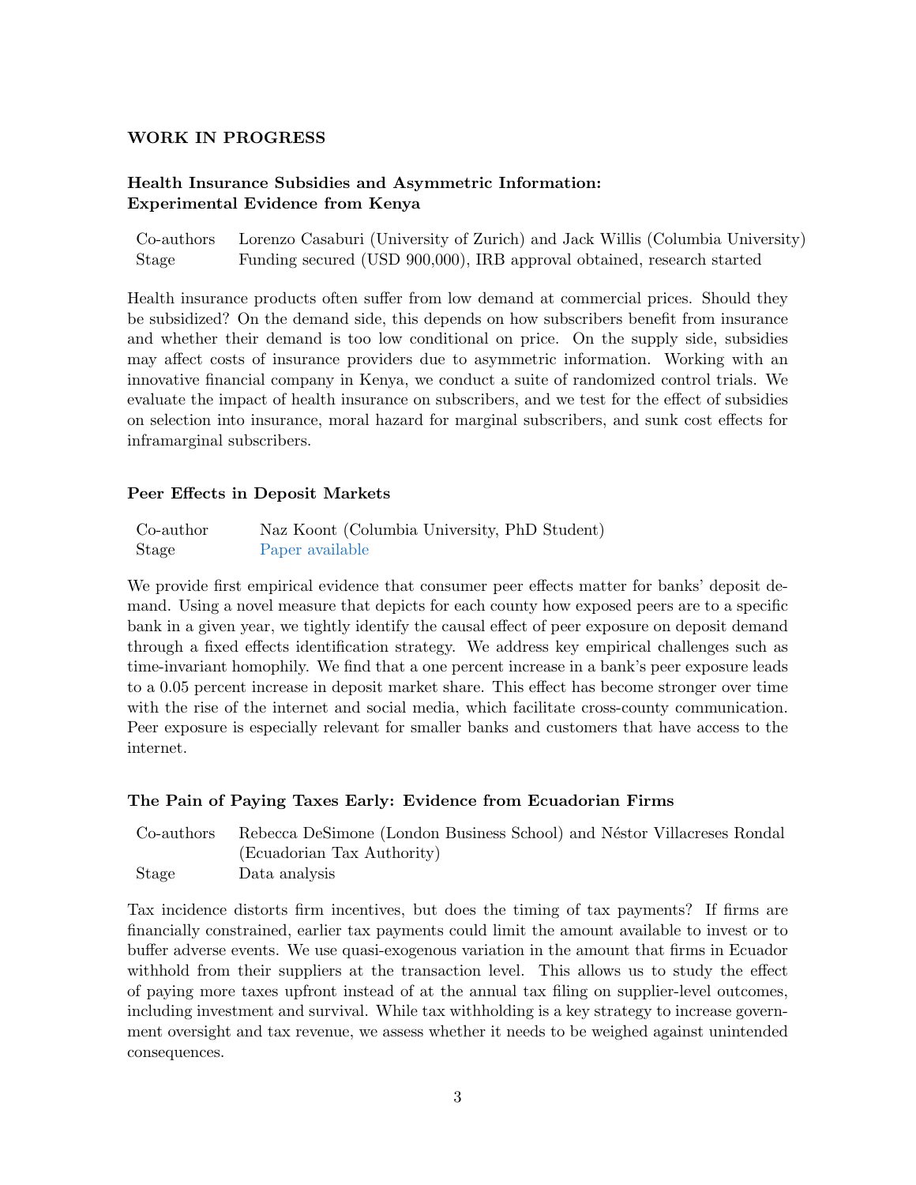## WORK IN PROGRESS

### Health Insurance Subsidies and Asymmetric Information: Experimental Evidence from Kenya

| | |
|---|---|
| Co-authors | Lorenzo Casaburi (University of Zurich) and Jack Willis (Columbia University) |
| Stage | Funding secured (USD 900,000), IRB approval obtained, research started |

Health insurance products often suffer from low demand at commercial prices. Should they be subsidized? On the demand side, this depends on how subscribers benefit from insurance and whether their demand is too low conditional on price. On the supply side, subsidies may affect costs of insurance providers due to asymmetric information. Working with an innovative financial company in Kenya, we conduct a suite of randomized control trials. We evaluate the impact of health insurance on subscribers, and we test for the effect of subsidies on selection into insurance, moral hazard for marginal subscribers, and sunk cost effects for inframarginal subscribers.

### Peer Effects in Deposit Markets

| | |
|---|---|
| Co-author | Naz Koont (Columbia University, PhD Student) |
| Stage | Paper available |

We provide first empirical evidence that consumer peer effects matter for banks' deposit demand. Using a novel measure that depicts for each county how exposed peers are to a specific bank in a given year, we tightly identify the causal effect of peer exposure on deposit demand through a fixed effects identification strategy. We address key empirical challenges such as time-invariant homophily. We find that a one percent increase in a bank's peer exposure leads to a 0.05 percent increase in deposit market share. This effect has become stronger over time with the rise of the internet and social media, which facilitate cross-county communication. Peer exposure is especially relevant for smaller banks and customers that have access to the internet.

### The Pain of Paying Taxes Early: Evidence from Ecuadorian Firms

| | |
|---|---|
| Co-authors | Rebecca DeSimone (London Business School) and Néstor Villacreses Rondal (Ecuadorian Tax Authority) |
| Stage | Data analysis |

Tax incidence distorts firm incentives, but does the timing of tax payments? If firms are financially constrained, earlier tax payments could limit the amount available to invest or to buffer adverse events. We use quasi-exogenous variation in the amount that firms in Ecuador withhold from their suppliers at the transaction level. This allows us to study the effect of paying more taxes upfront instead of at the annual tax filing on supplier-level outcomes, including investment and survival. While tax withholding is a key strategy to increase government oversight and tax revenue, we assess whether it needs to be weighed against unintended consequences.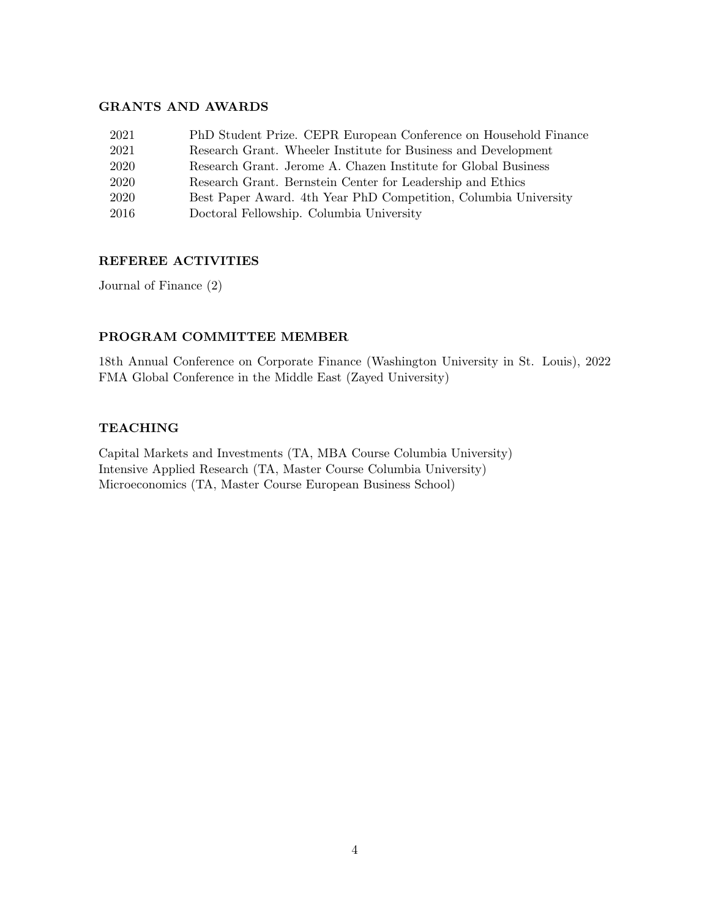## GRANTS AND AWARDS

| | |
|---|---|
| 2021 | PhD Student Prize. CEPR European Conference on Household Finance |
| 2021 | Research Grant. Wheeler Institute for Business and Development |
| 2020 | Research Grant. Jerome A. Chazen Institute for Global Business |
| 2020 | Research Grant. Bernstein Center for Leadership and Ethics |
| 2020 | Best Paper Award. 4th Year PhD Competition, Columbia University |
| 2016 | Doctoral Fellowship. Columbia University |

## REFEREE ACTIVITIES

Journal of Finance (2)

## PROGRAM COMMITTEE MEMBER

18th Annual Conference on Corporate Finance (Washington University in St. Louis), 2022
FMA Global Conference in the Middle East (Zayed University)

## TEACHING

Capital Markets and Investments (TA, MBA Course Columbia University)
Intensive Applied Research (TA, Master Course Columbia University)
Microeconomics (TA, Master Course European Business School)